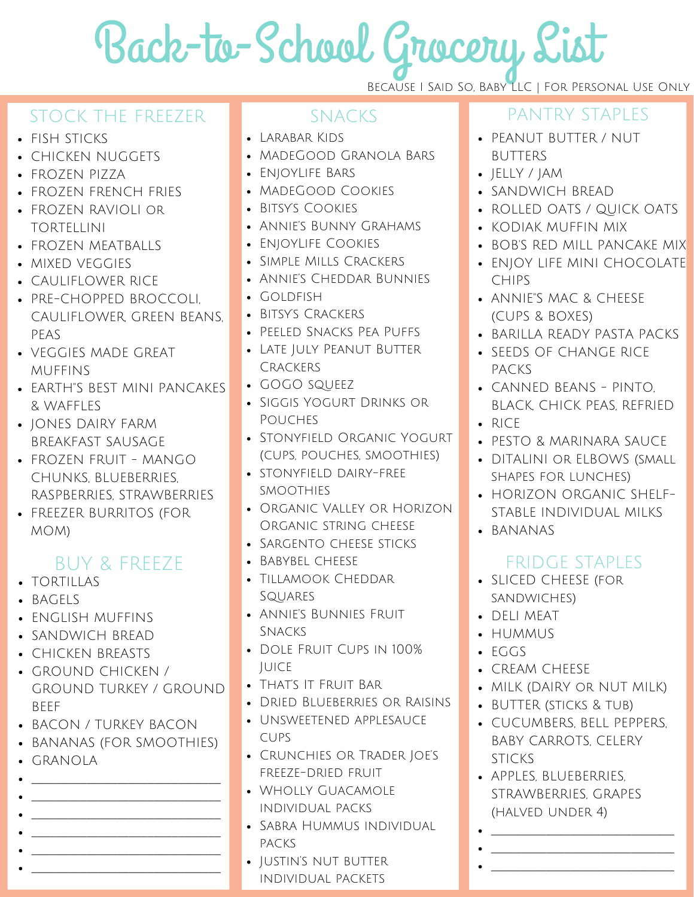# Back-to-School Grocery List

Because I Said So, Baby LLC | For Personal Use Only

## STOCK THE FREEZER

- FISH STICKS
- CHICKEN NUGGETS
- FROZEN PIZZA
- FROZEN FRENCH FRIES
- FROZEN RAVIOLI OR TORTELLINI
- FROZEN MEATBALLS
- MIXED VEGGIES
- CAULIFLOWER RICE
- PRE-CHOPPED BROCCOLI, CAULIFLOWER, GREEN BEANS, PEAS
- VEGGIES MADE GREAT MUFFINS
- EARTH"S BEST MINI PANCAKES & WAFFLES
- JONES DAIRY FARM BREAKFAST SAUSAGE
- FROZEN FRUIT - MANGO CHUNKS, BLUEBERRIES, RASPBERRIES, STRAWBERRIES
- FREEZER BURRITOS (FOR MOM)

## BUY & FREEZE

- TORTILLAS
- BAGELS
- ENGLISH MUFFINS
- SANDWICH BREAD
- CHICKEN BREASTS
- GROUND CHICKEN / GROUND TURKEY / GROUND BEEF
- BACON / TURKEY BACON
- BANANAS (FOR SMOOTHIES)
- GRANOLA
- ______________________
- ______________________
- ______________________
- ______________________
- ______________________
- ______________________

## SNACKS

- Larabar Kids
- MadeGood Granola Bars
- EnjoyLife Bars
- MadeGood Cookies
- Bitsy's Cookies
- Annie's Bunny Grahams
- EnjoyLife Cookies
- Simple Mills Crackers
- Annie's Cheddar Bunnies
- Goldfish
- Bitsy's Crackers
- Peeled Snacks Pea Puffs
- Late July Peanut Butter Crackers
- GoGo Squeez
- Siggis Yogurt Drinks or Pouches
- Stonyfield Organic Yogurt (cups, pouches, smoothies)
- Stonyfield Dairy-Free Smoothies
- Organic Valley or Horizon Organic String Cheese
- Sargento Cheese Sticks
- Babybel Cheese
- Tillamook Cheddar Squares
- Annie's Bunnies Fruit Snacks
- Dole Fruit Cups in 100% Juice
- That's It Fruit Bar
- Dried Blueberries or Raisins
- Unsweetened Applesauce Cups
- Crunchies or Trader Joe's Freeze-Dried Fruit
- Wholly Guacamole individual packs
- Sabra Hummus individual packs
- Justin's Nut Butter individual packets

## PANTRY STAPLES

- PEANUT BUTTER / NUT BUTTERS
- JELLY / JAM
- SANDWICH BREAD
- ROLLED OATS / QUICK OATS
- KODIAK MUFFIN MIX
- BOB'S RED MILL PANCAKE MIX
- ENJOY LIFE MINI CHOCOLATE CHIPS
- ANNIE"S MAC & CHEESE (CUPS & BOXES)
- BARILLA READY PASTA PACKS
- SEEDS OF CHANGE RICE PACKS
- CANNED BEANS - PINTO, BLACK, CHICK PEAS, REFRIED
- RICE
- PESTO & MARINARA SAUCE
- DITALINI OR ELBOWS (SMALL SHAPES FOR LUNCHES)
- HORIZON ORGANIC SHELF-STABLE INDIVIDUAL MILKS
- BANANAS

## FRIDGE STAPLES

- SLICED CHEESE (FOR SANDWICHES)
- DELI MEAT
- HUMMUS
- EGGS
- CREAM CHEESE
- MILK (DAIRY OR NUT MILK)
- BUTTER (STICKS & TUB)
- CUCUMBERS, BELL PEPPERS, BABY CARROTS, CELERY STICKS
- APPLES, BLUEBERRIES, STRAWBERRIES, GRAPES (HALVED UNDER 4)
- ______________________
- ______________________
- ______________________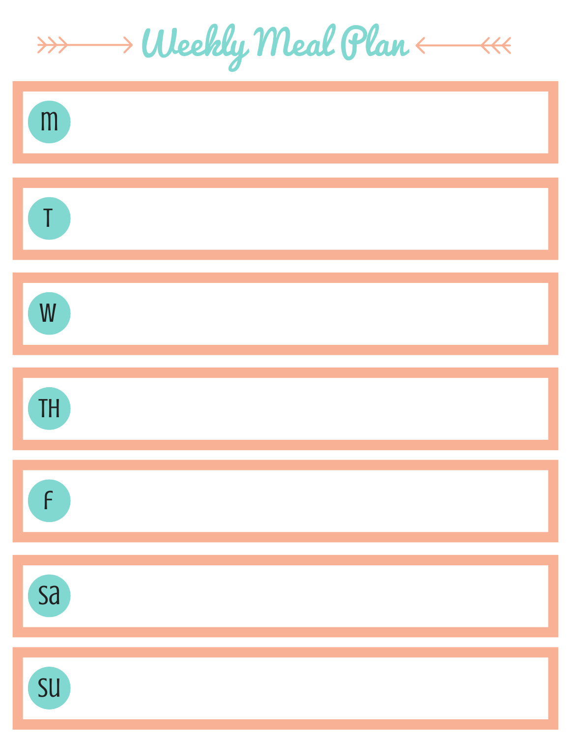# Weekly Meal Plan

M

T

W

TH

F

Sa

Su